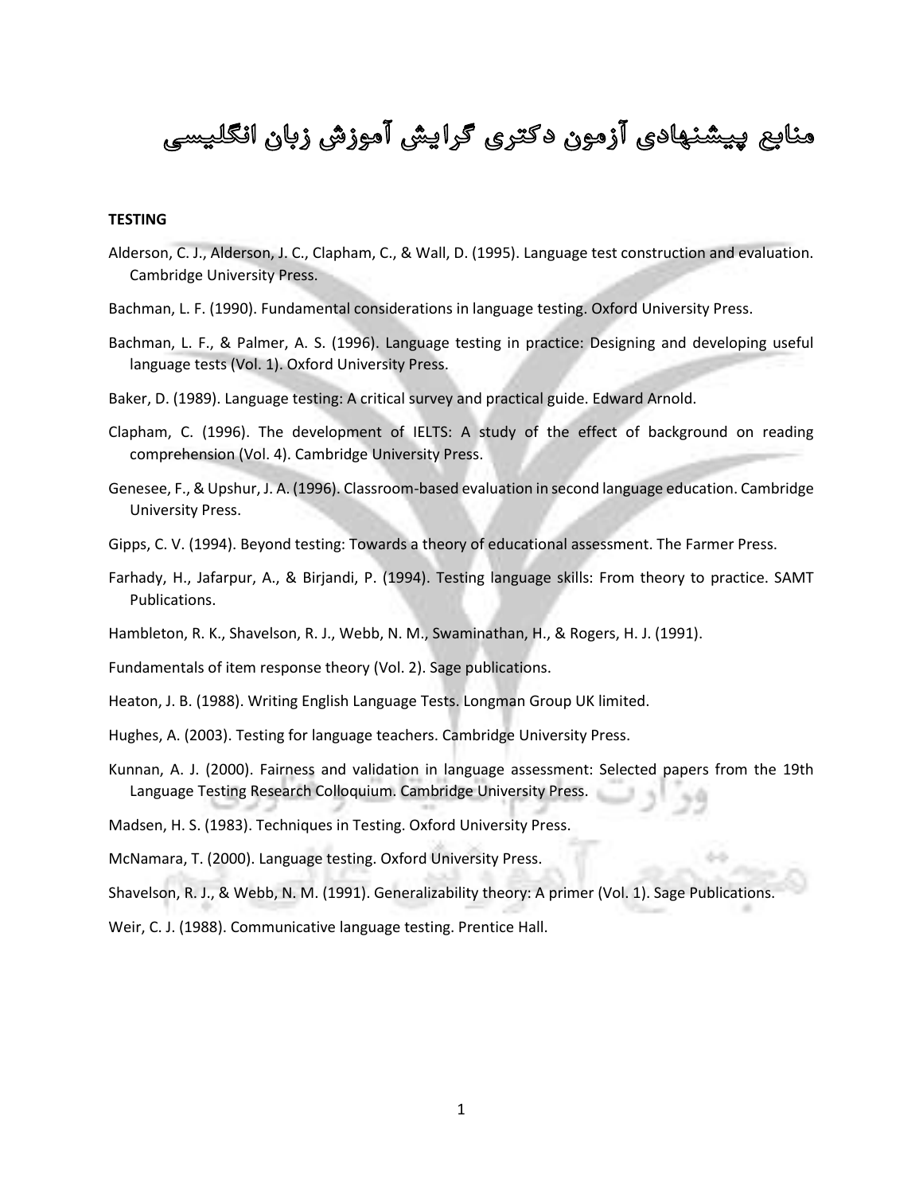# منابع پیشنهادی آزمون دکتری گرایش آموزش زبان انگلیسی

**TESTING**

Alderson, C. J., Alderson, J. C., Clapham, C., & Wall, D. (1995). Language test construction and evaluation. Cambridge University Press.

Bachman, L. F. (1990). Fundamental considerations in language testing. Oxford University Press.

Bachman, L. F., & Palmer, A. S. (1996). Language testing in practice: Designing and developing useful language tests (Vol. 1). Oxford University Press.

Baker, D. (1989). Language testing: A critical survey and practical guide. Edward Arnold.

Clapham, C. (1996). The development of IELTS: A study of the effect of background on reading comprehension (Vol. 4). Cambridge University Press.

Genesee, F., & Upshur, J. A. (1996). Classroom-based evaluation in second language education. Cambridge University Press.

Gipps, C. V. (1994). Beyond testing: Towards a theory of educational assessment. The Farmer Press.

Farhady, H., Jafarpur, A., & Birjandi, P. (1994). Testing language skills: From theory to practice. SAMT Publications.

Hambleton, R. K., Shavelson, R. J., Webb, N. M., Swaminathan, H., & Rogers, H. J. (1991).

Fundamentals of item response theory (Vol. 2). Sage publications.

Heaton, J. B. (1988). Writing English Language Tests. Longman Group UK limited.

Hughes, A. (2003). Testing for language teachers. Cambridge University Press.

Kunnan, A. J. (2000). Fairness and validation in language assessment: Selected papers from the 19th Language Testing Research Colloquium. Cambridge University Press.

Madsen, H. S. (1983). Techniques in Testing. Oxford University Press.

McNamara, T. (2000). Language testing. Oxford University Press.

Shavelson, R. J., & Webb, N. M. (1991). Generalizability theory: A primer (Vol. 1). Sage Publications.

Weir, C. J. (1988). Communicative language testing. Prentice Hall.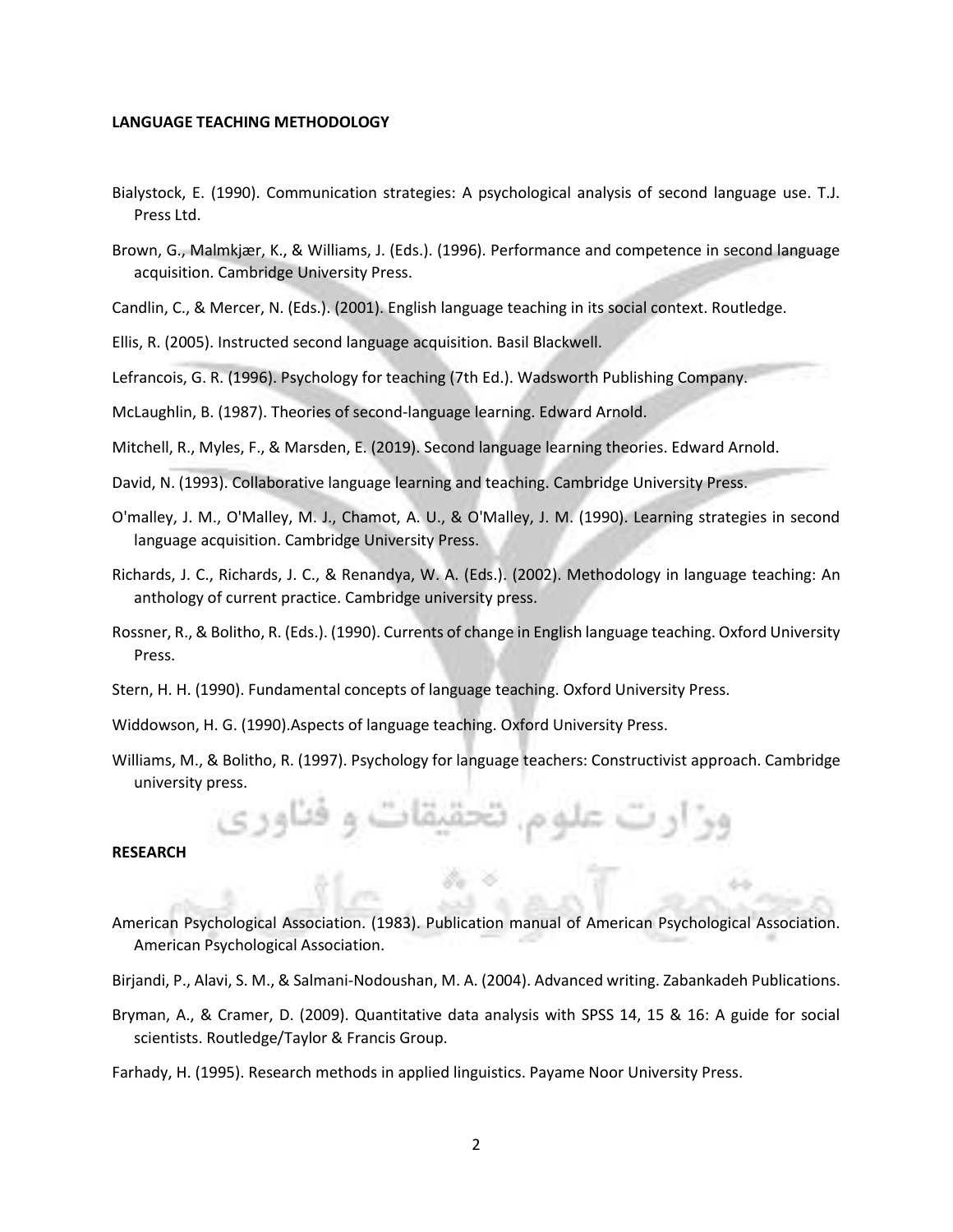## LANGUAGE TEACHING METHODOLOGY

Bialystock, E. (1990). Communication strategies: A psychological analysis of second language use. T.J. Press Ltd.

Brown, G., Malmkjær, K., & Williams, J. (Eds.). (1996). Performance and competence in second language acquisition. Cambridge University Press.

Candlin, C., & Mercer, N. (Eds.). (2001). English language teaching in its social context. Routledge.

Ellis, R. (2005). Instructed second language acquisition. Basil Blackwell.

Lefrancois, G. R. (1996). Psychology for teaching (7th Ed.). Wadsworth Publishing Company.

McLaughlin, B. (1987). Theories of second-language learning. Edward Arnold.

Mitchell, R., Myles, F., & Marsden, E. (2019). Second language learning theories. Edward Arnold.

David, N. (1993). Collaborative language learning and teaching. Cambridge University Press.

O'malley, J. M., O'Malley, M. J., Chamot, A. U., & O'Malley, J. M. (1990). Learning strategies in second language acquisition. Cambridge University Press.

Richards, J. C., Richards, J. C., & Renandya, W. A. (Eds.). (2002). Methodology in language teaching: An anthology of current practice. Cambridge university press.

Rossner, R., & Bolitho, R. (Eds.). (1990). Currents of change in English language teaching. Oxford University Press.

Stern, H. H. (1990). Fundamental concepts of language teaching. Oxford University Press.

Widdowson, H. G. (1990).Aspects of language teaching. Oxford University Press.

Williams, M., & Bolitho, R. (1997). Psychology for language teachers: Constructivist approach. Cambridge university press.

## RESEARCH

American Psychological Association. (1983). Publication manual of American Psychological Association. American Psychological Association.

Birjandi, P., Alavi, S. M., & Salmani-Nodoushan, M. A. (2004). Advanced writing. Zabankadeh Publications.

Bryman, A., & Cramer, D. (2009). Quantitative data analysis with SPSS 14, 15 & 16: A guide for social scientists. Routledge/Taylor & Francis Group.

Farhady, H. (1995). Research methods in applied linguistics. Payame Noor University Press.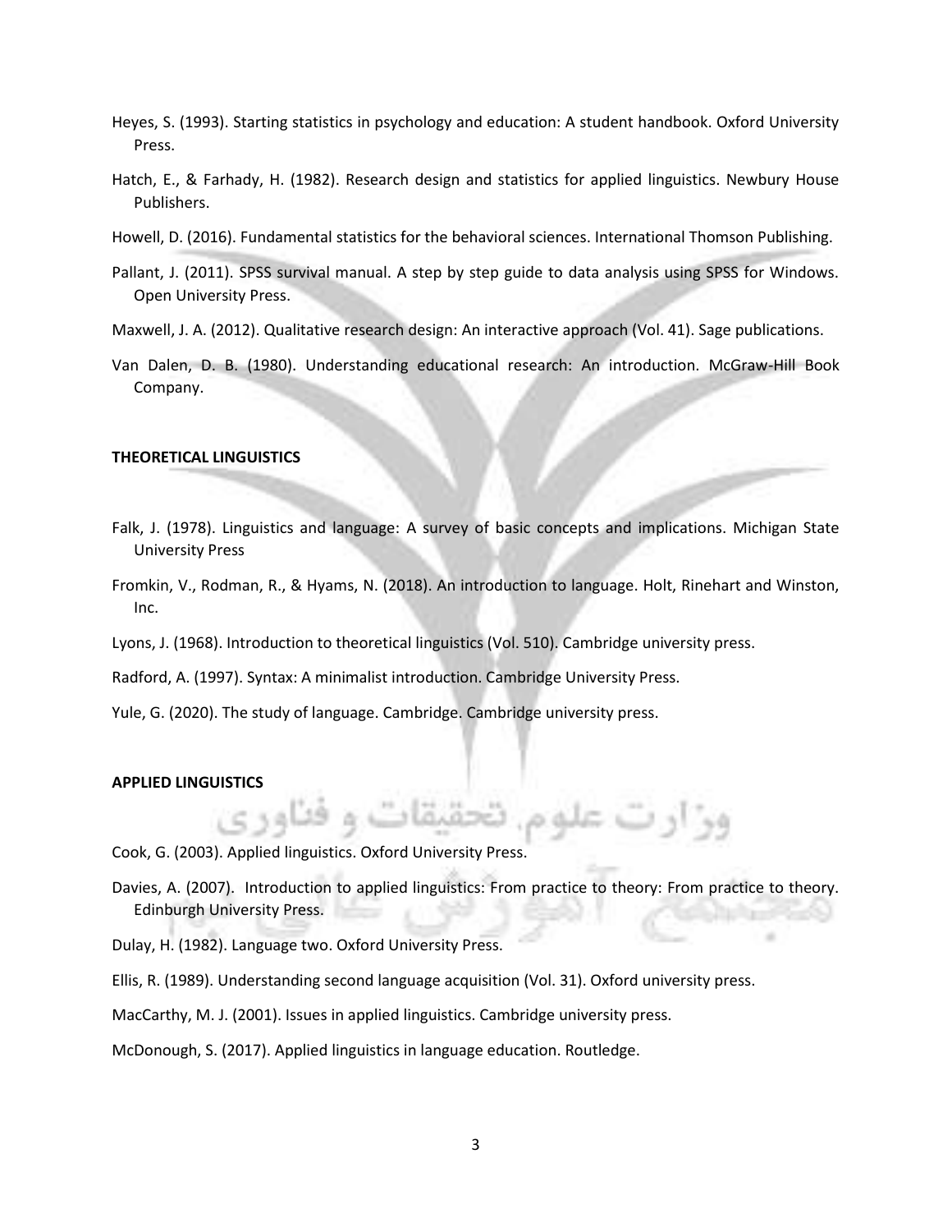Heyes, S. (1993). Starting statistics in psychology and education: A student handbook. Oxford University Press.

Hatch, E., & Farhady, H. (1982). Research design and statistics for applied linguistics. Newbury House Publishers.

Howell, D. (2016). Fundamental statistics for the behavioral sciences. International Thomson Publishing.

Pallant, J. (2011). SPSS survival manual. A step by step guide to data analysis using SPSS for Windows. Open University Press.

Maxwell, J. A. (2012). Qualitative research design: An interactive approach (Vol. 41). Sage publications.

Van Dalen, D. B. (1980). Understanding educational research: An introduction. McGraw-Hill Book Company.

**THEORETICAL LINGUISTICS**

Falk, J. (1978). Linguistics and language: A survey of basic concepts and implications. Michigan State University Press

Fromkin, V., Rodman, R., & Hyams, N. (2018). An introduction to language. Holt, Rinehart and Winston, Inc.

Lyons, J. (1968). Introduction to theoretical linguistics (Vol. 510). Cambridge university press.

Radford, A. (1997). Syntax: A minimalist introduction. Cambridge University Press.

Yule, G. (2020). The study of language. Cambridge. Cambridge university press.

**APPLIED LINGUISTICS**

Cook, G. (2003). Applied linguistics. Oxford University Press.

Davies, A. (2007). Introduction to applied linguistics: From practice to theory: From practice to theory. Edinburgh University Press.

Dulay, H. (1982). Language two. Oxford University Press.

Ellis, R. (1989). Understanding second language acquisition (Vol. 31). Oxford university press.

MacCarthy, M. J. (2001). Issues in applied linguistics. Cambridge university press.

McDonough, S. (2017). Applied linguistics in language education. Routledge.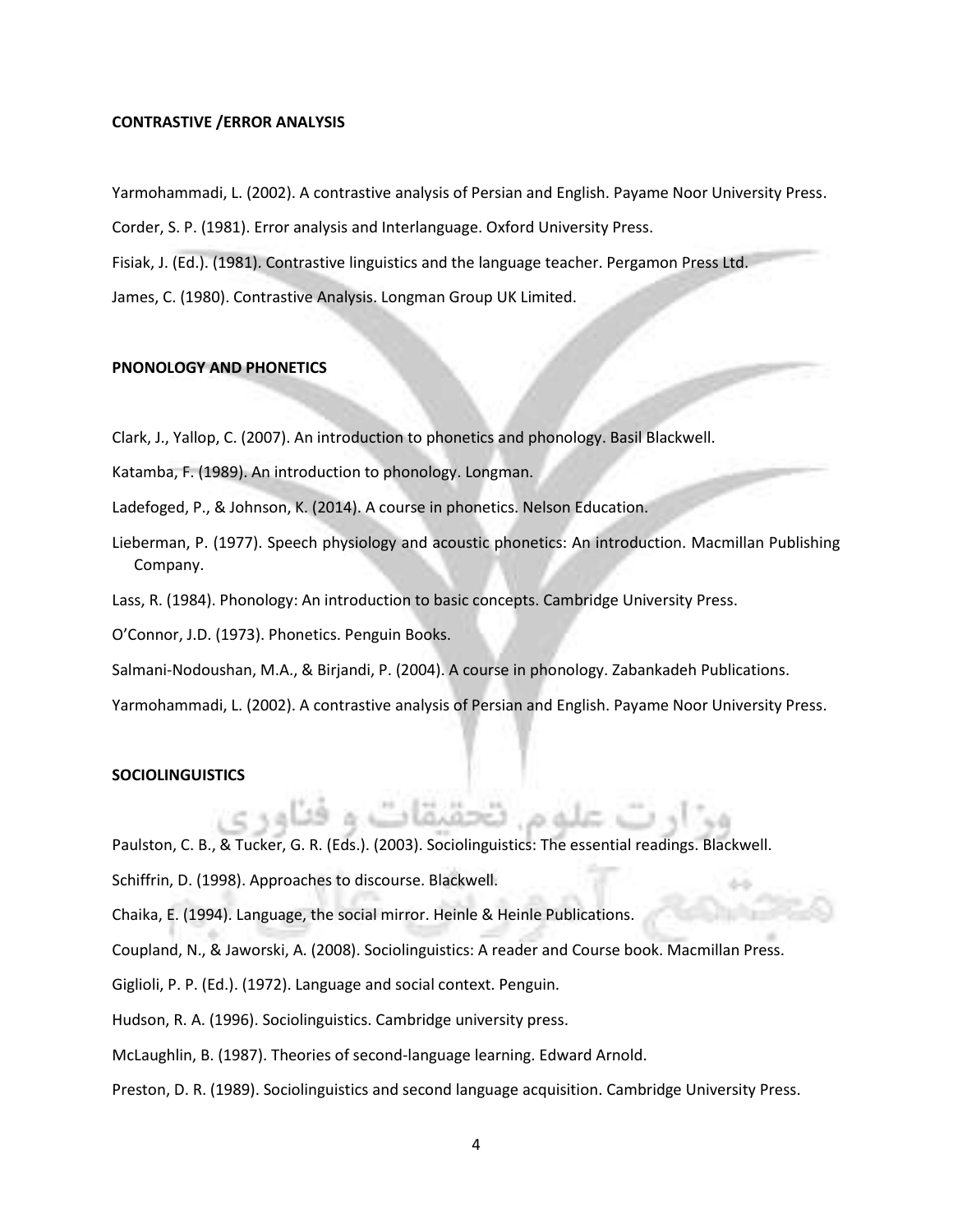**CONTRASTIVE /ERROR ANALYSIS**

Yarmohammadi, L. (2002). A contrastive analysis of Persian and English. Payame Noor University Press.

Corder, S. P. (1981). Error analysis and Interlanguage. Oxford University Press.

Fisiak, J. (Ed.). (1981). Contrastive linguistics and the language teacher. Pergamon Press Ltd.

James, C. (1980). Contrastive Analysis. Longman Group UK Limited.

**PNONOLOGY AND PHONETICS**

Clark, J., Yallop, C. (2007). An introduction to phonetics and phonology. Basil Blackwell.

Katamba, F. (1989). An introduction to phonology. Longman.

Ladefoged, P., & Johnson, K. (2014). A course in phonetics. Nelson Education.

Lieberman, P. (1977). Speech physiology and acoustic phonetics: An introduction. Macmillan Publishing Company.

Lass, R. (1984). Phonology: An introduction to basic concepts. Cambridge University Press.

O'Connor, J.D. (1973). Phonetics. Penguin Books.

Salmani-Nodoushan, M.A., & Birjandi, P. (2004). A course in phonology. Zabankadeh Publications.

Yarmohammadi, L. (2002). A contrastive analysis of Persian and English. Payame Noor University Press.

**SOCIOLINGUISTICS**

Paulston, C. B., & Tucker, G. R. (Eds.). (2003). Sociolinguistics: The essential readings. Blackwell.

Schiffrin, D. (1998). Approaches to discourse. Blackwell.

Chaika, E. (1994). Language, the social mirror. Heinle & Heinle Publications.

Coupland, N., & Jaworski, A. (2008). Sociolinguistics: A reader and Course book. Macmillan Press.

Giglioli, P. P. (Ed.). (1972). Language and social context. Penguin.

Hudson, R. A. (1996). Sociolinguistics. Cambridge university press.

McLaughlin, B. (1987). Theories of second-language learning. Edward Arnold.

Preston, D. R. (1989). Sociolinguistics and second language acquisition. Cambridge University Press.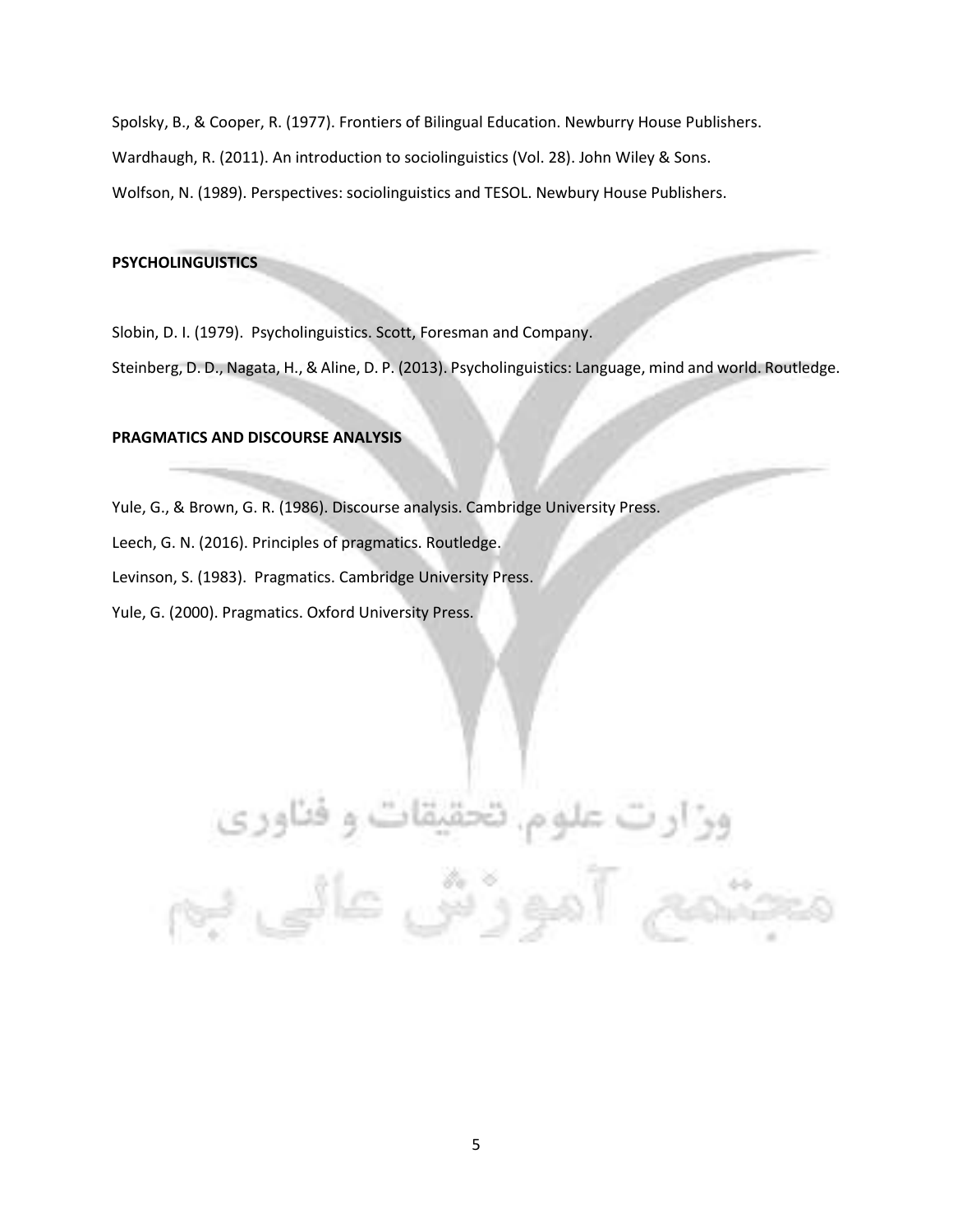Spolsky, B., & Cooper, R. (1977). Frontiers of Bilingual Education. Newburry House Publishers.

Wardhaugh, R. (2011). An introduction to sociolinguistics (Vol. 28). John Wiley & Sons.

Wolfson, N. (1989). Perspectives: sociolinguistics and TESOL. Newbury House Publishers.

**PSYCHOLINGUISTICS**

Slobin, D. I. (1979). Psycholinguistics. Scott, Foresman and Company.

Steinberg, D. D., Nagata, H., & Aline, D. P. (2013). Psycholinguistics: Language, mind and world. Routledge.

**PRAGMATICS AND DISCOURSE ANALYSIS**

Yule, G., & Brown, G. R. (1986). Discourse analysis. Cambridge University Press.

Leech, G. N. (2016). Principles of pragmatics. Routledge.

Levinson, S. (1983). Pragmatics. Cambridge University Press.

Yule, G. (2000). Pragmatics. Oxford University Press.